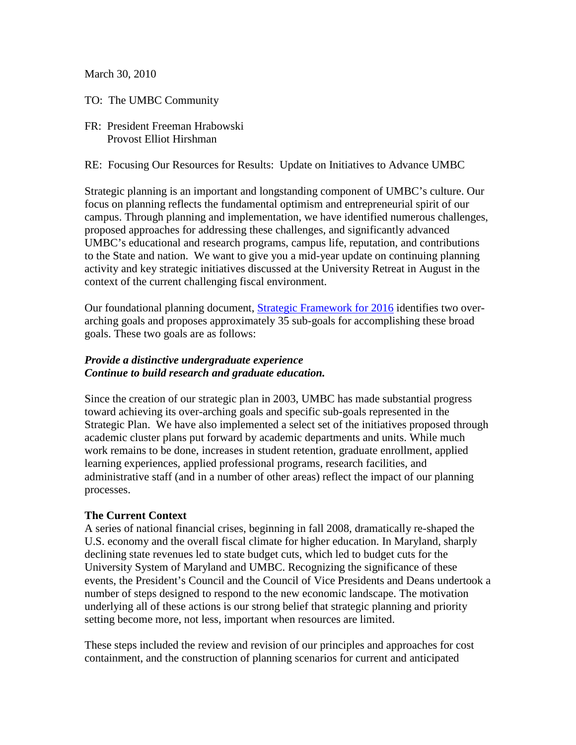March 30, 2010

TO: The UMBC Community

FR: President Freeman Hrabowski
Provost Elliot Hirshman

RE: Focusing Our Resources for Results: Update on Initiatives to Advance UMBC

Strategic planning is an important and longstanding component of UMBC's culture. Our focus on planning reflects the fundamental optimism and entrepreneurial spirit of our campus. Through planning and implementation, we have identified numerous challenges, proposed approaches for addressing these challenges, and significantly advanced UMBC's educational and research programs, campus life, reputation, and contributions to the State and nation. We want to give you a mid-year update on continuing planning activity and key strategic initiatives discussed at the University Retreat in August in the context of the current challenging fiscal environment.

Our foundational planning document, [Strategic Framework for 2016] identifies two over-arching goals and proposes approximately 35 sub-goals for accomplishing these broad goals. These two goals are as follows:

***Provide a distinctive undergraduate experience***
***Continue to build research and graduate education.***

Since the creation of our strategic plan in 2003, UMBC has made substantial progress toward achieving its over-arching goals and specific sub-goals represented in the Strategic Plan. We have also implemented a select set of the initiatives proposed through academic cluster plans put forward by academic departments and units. While much work remains to be done, increases in student retention, graduate enrollment, applied learning experiences, applied professional programs, research facilities, and administrative staff (and in a number of other areas) reflect the impact of our planning processes.

**The Current Context**

A series of national financial crises, beginning in fall 2008, dramatically re-shaped the U.S. economy and the overall fiscal climate for higher education. In Maryland, sharply declining state revenues led to state budget cuts, which led to budget cuts for the University System of Maryland and UMBC. Recognizing the significance of these events, the President's Council and the Council of Vice Presidents and Deans undertook a number of steps designed to respond to the new economic landscape. The motivation underlying all of these actions is our strong belief that strategic planning and priority setting become more, not less, important when resources are limited.

These steps included the review and revision of our principles and approaches for cost containment, and the construction of planning scenarios for current and anticipated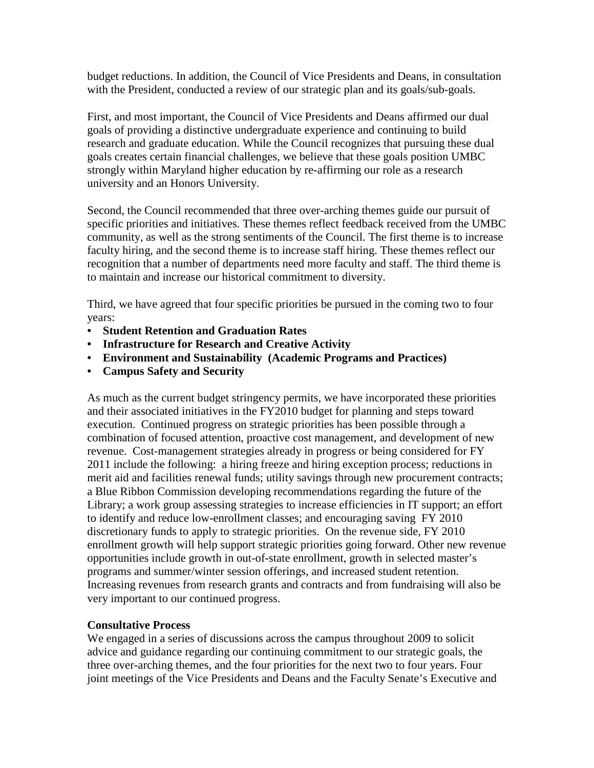budget reductions. In addition, the Council of Vice Presidents and Deans, in consultation with the President, conducted a review of our strategic plan and its goals/sub-goals.

First, and most important, the Council of Vice Presidents and Deans affirmed our dual goals of providing a distinctive undergraduate experience and continuing to build research and graduate education. While the Council recognizes that pursuing these dual goals creates certain financial challenges, we believe that these goals position UMBC strongly within Maryland higher education by re-affirming our role as a research university and an Honors University.

Second, the Council recommended that three over-arching themes guide our pursuit of specific priorities and initiatives. These themes reflect feedback received from the UMBC community, as well as the strong sentiments of the Council. The first theme is to increase faculty hiring, and the second theme is to increase staff hiring. These themes reflect our recognition that a number of departments need more faculty and staff. The third theme is to maintain and increase our historical commitment to diversity.

Third, we have agreed that four specific priorities be pursued in the coming two to four years:

- **Student Retention and Graduation Rates**
- **Infrastructure for Research and Creative Activity**
- **Environment and Sustainability (Academic Programs and Practices)**
- **Campus Safety and Security**

As much as the current budget stringency permits, we have incorporated these priorities and their associated initiatives in the FY2010 budget for planning and steps toward execution. Continued progress on strategic priorities has been possible through a combination of focused attention, proactive cost management, and development of new revenue. Cost-management strategies already in progress or being considered for FY 2011 include the following: a hiring freeze and hiring exception process; reductions in merit aid and facilities renewal funds; utility savings through new procurement contracts; a Blue Ribbon Commission developing recommendations regarding the future of the Library; a work group assessing strategies to increase efficiencies in IT support; an effort to identify and reduce low-enrollment classes; and encouraging saving FY 2010 discretionary funds to apply to strategic priorities. On the revenue side, FY 2010 enrollment growth will help support strategic priorities going forward. Other new revenue opportunities include growth in out-of-state enrollment, growth in selected master's programs and summer/winter session offerings, and increased student retention. Increasing revenues from research grants and contracts and from fundraising will also be very important to our continued progress.

**Consultative Process**

We engaged in a series of discussions across the campus throughout 2009 to solicit advice and guidance regarding our continuing commitment to our strategic goals, the three over-arching themes, and the four priorities for the next two to four years. Four joint meetings of the Vice Presidents and Deans and the Faculty Senate's Executive and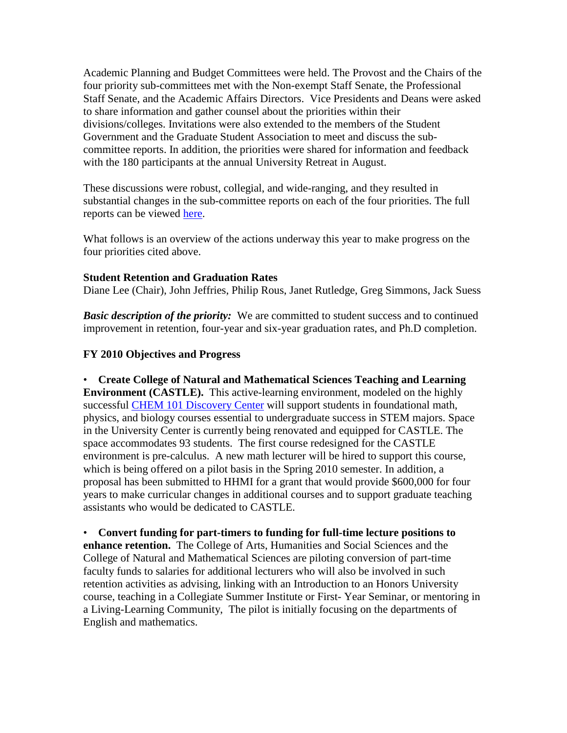Academic Planning and Budget Committees were held. The Provost and the Chairs of the four priority sub-committees met with the Non-exempt Staff Senate, the Professional Staff Senate, and the Academic Affairs Directors. Vice Presidents and Deans were asked to share information and gather counsel about the priorities within their divisions/colleges. Invitations were also extended to the members of the Student Government and the Graduate Student Association to meet and discuss the sub-committee reports. In addition, the priorities were shared for information and feedback with the 180 participants at the annual University Retreat in August.

These discussions were robust, collegial, and wide-ranging, and they resulted in substantial changes in the sub-committee reports on each of the four priorities. The full reports can be viewed here.

What follows is an overview of the actions underway this year to make progress on the four priorities cited above.

**Student Retention and Graduation Rates**
Diane Lee (Chair), John Jeffries, Philip Rous, Janet Rutledge, Greg Simmons, Jack Suess

***Basic description of the priority:*** We are committed to student success and to continued improvement in retention, four-year and six-year graduation rates, and Ph.D completion.

**FY 2010 Objectives and Progress**

- **Create College of Natural and Mathematical Sciences Teaching and Learning Environment (CASTLE).** This active-learning environment, modeled on the highly successful CHEM 101 Discovery Center will support students in foundational math, physics, and biology courses essential to undergraduate success in STEM majors. Space in the University Center is currently being renovated and equipped for CASTLE. The space accommodates 93 students. The first course redesigned for the CASTLE environment is pre-calculus. A new math lecturer will be hired to support this course, which is being offered on a pilot basis in the Spring 2010 semester. In addition, a proposal has been submitted to HHMI for a grant that would provide $600,000 for four years to make curricular changes in additional courses and to support graduate teaching assistants who would be dedicated to CASTLE.

- **Convert funding for part-timers to funding for full-time lecture positions to enhance retention.** The College of Arts, Humanities and Social Sciences and the College of Natural and Mathematical Sciences are piloting conversion of part-time faculty funds to salaries for additional lecturers who will also be involved in such retention activities as advising, linking with an Introduction to an Honors University course, teaching in a Collegiate Summer Institute or First- Year Seminar, or mentoring in a Living-Learning Community, The pilot is initially focusing on the departments of English and mathematics.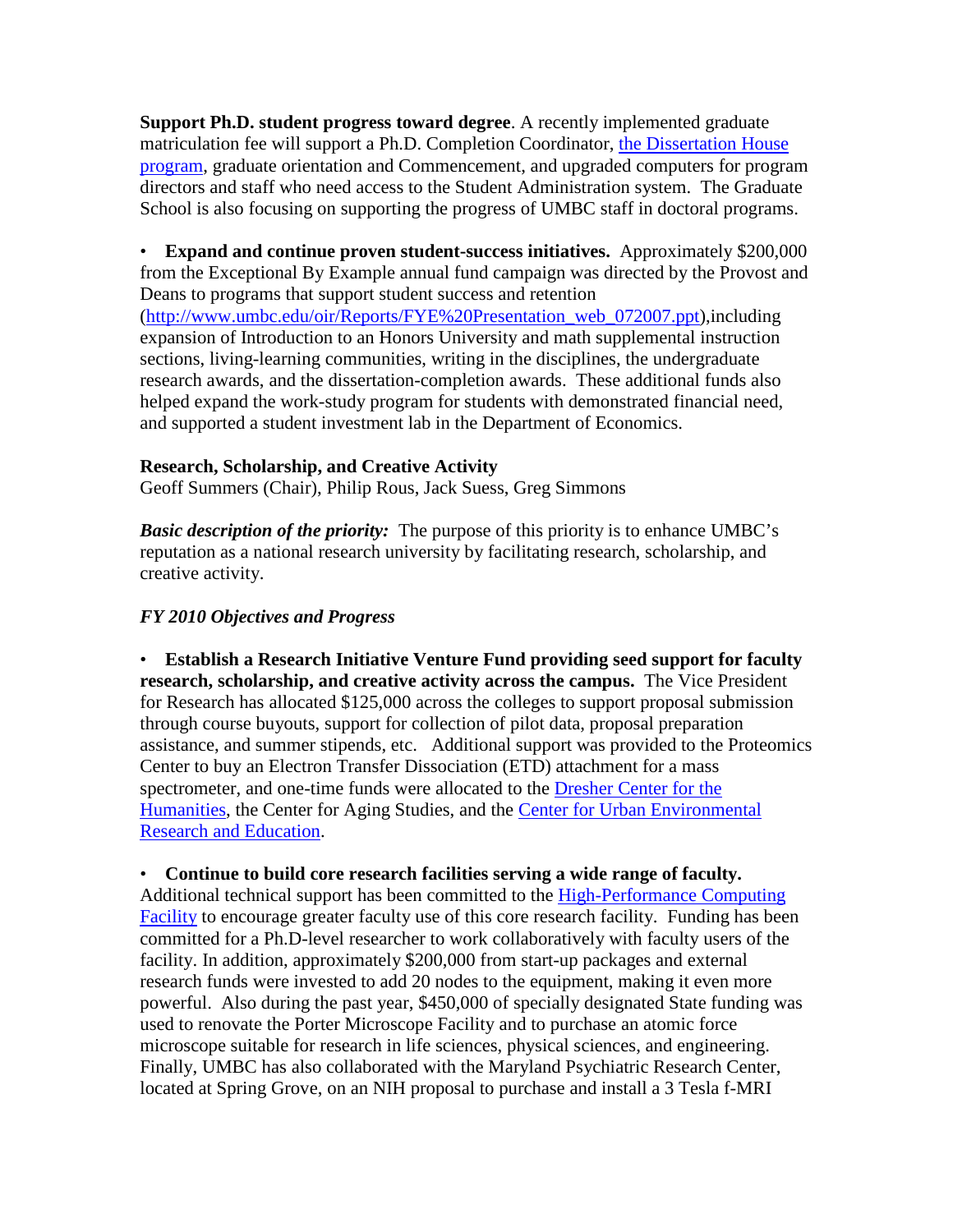**Support Ph.D. student progress toward degree**. A recently implemented graduate matriculation fee will support a Ph.D. Completion Coordinator, [the Dissertation House program](), graduate orientation and Commencement, and upgraded computers for program directors and staff who need access to the Student Administration system. The Graduate School is also focusing on supporting the progress of UMBC staff in doctoral programs.

- **Expand and continue proven student-success initiatives.** Approximately $200,000 from the Exceptional By Example annual fund campaign was directed by the Provost and Deans to programs that support student success and retention ([http://www.umbc.edu/oir/Reports/FYE%20Presentation_web_072007.ppt](http://www.umbc.edu/oir/Reports/FYE%20Presentation_web_072007.ppt)),including expansion of Introduction to an Honors University and math supplemental instruction sections, living-learning communities, writing in the disciplines, the undergraduate research awards, and the dissertation-completion awards. These additional funds also helped expand the work-study program for students with demonstrated financial need, and supported a student investment lab in the Department of Economics.

**Research, Scholarship, and Creative Activity**
Geoff Summers (Chair), Philip Rous, Jack Suess, Greg Simmons

***Basic description of the priority:*** The purpose of this priority is to enhance UMBC's reputation as a national research university by facilitating research, scholarship, and creative activity.

*FY 2010 Objectives and Progress*

- **Establish a Research Initiative Venture Fund providing seed support for faculty research, scholarship, and creative activity across the campus.** The Vice President for Research has allocated $125,000 across the colleges to support proposal submission through course buyouts, support for collection of pilot data, proposal preparation assistance, and summer stipends, etc. Additional support was provided to the Proteomics Center to buy an Electron Transfer Dissociation (ETD) attachment for a mass spectrometer, and one-time funds were allocated to the [Dresher Center for the Humanities](), the Center for Aging Studies, and the [Center for Urban Environmental Research and Education]().

- **Continue to build core research facilities serving a wide range of faculty.** Additional technical support has been committed to the [High-Performance Computing Facility]() to encourage greater faculty use of this core research facility. Funding has been committed for a Ph.D-level researcher to work collaboratively with faculty users of the facility. In addition, approximately $200,000 from start-up packages and external research funds were invested to add 20 nodes to the equipment, making it even more powerful. Also during the past year, $450,000 of specially designated State funding was used to renovate the Porter Microscope Facility and to purchase an atomic force microscope suitable for research in life sciences, physical sciences, and engineering. Finally, UMBC has also collaborated with the Maryland Psychiatric Research Center, located at Spring Grove, on an NIH proposal to purchase and install a 3 Tesla f-MRI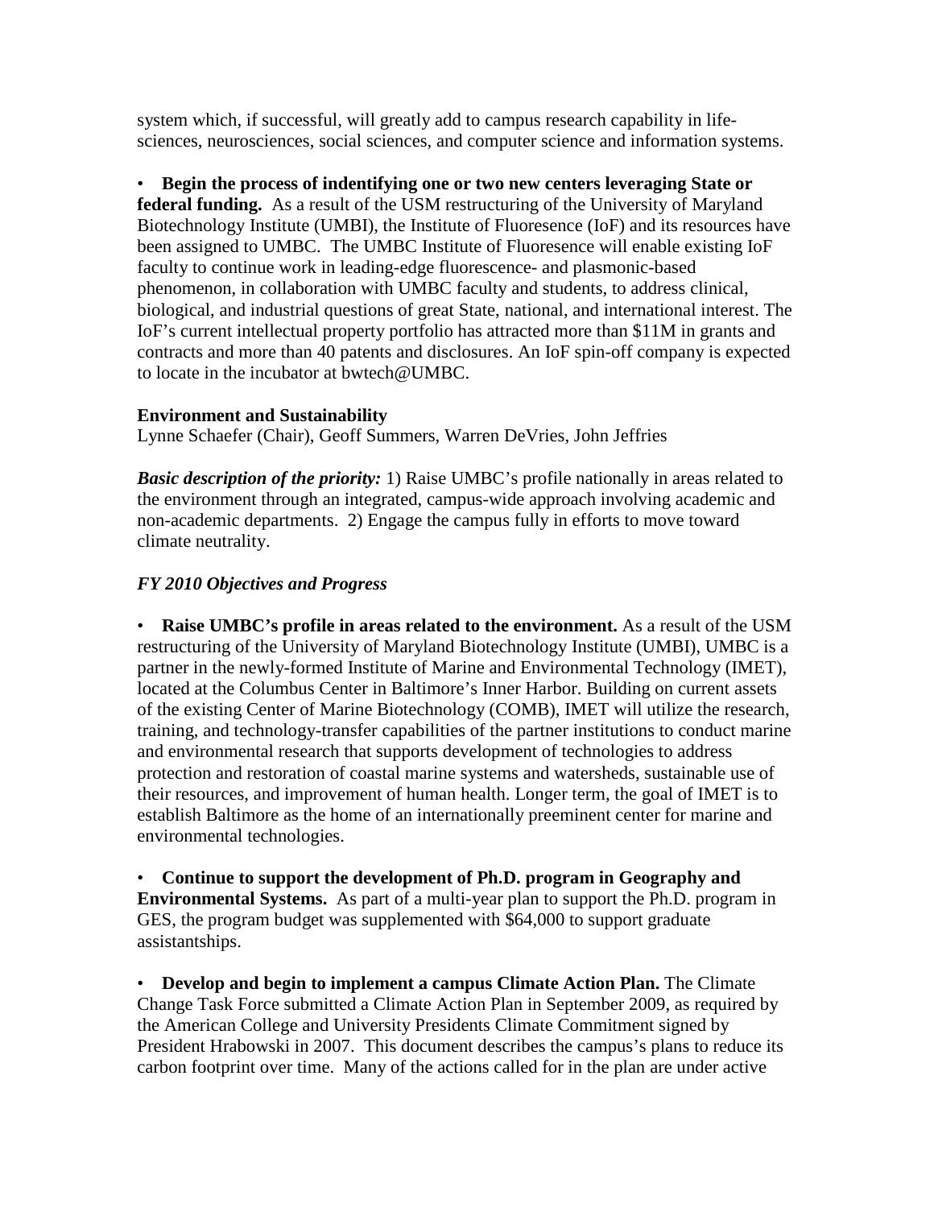system which, if successful, will greatly add to campus research capability in life-sciences, neurosciences, social sciences, and computer science and information systems.

- **Begin the process of indentifying one or two new centers leveraging State or federal funding.** As a result of the USM restructuring of the University of Maryland Biotechnology Institute (UMBI), the Institute of Fluoresence (IoF) and its resources have been assigned to UMBC. The UMBC Institute of Fluoresence will enable existing IoF faculty to continue work in leading-edge fluorescence- and plasmonic-based phenomenon, in collaboration with UMBC faculty and students, to address clinical, biological, and industrial questions of great State, national, and international interest. The IoF's current intellectual property portfolio has attracted more than $11M in grants and contracts and more than 40 patents and disclosures. An IoF spin-off company is expected to locate in the incubator at bwtech@UMBC.

**Environment and Sustainability**
Lynne Schaefer (Chair), Geoff Summers, Warren DeVries, John Jeffries

***Basic description of the priority:*** 1) Raise UMBC's profile nationally in areas related to the environment through an integrated, campus-wide approach involving academic and non-academic departments. 2) Engage the campus fully in efforts to move toward climate neutrality.

***FY 2010 Objectives and Progress***

- **Raise UMBC's profile in areas related to the environment.** As a result of the USM restructuring of the University of Maryland Biotechnology Institute (UMBI), UMBC is a partner in the newly-formed Institute of Marine and Environmental Technology (IMET), located at the Columbus Center in Baltimore's Inner Harbor. Building on current assets of the existing Center of Marine Biotechnology (COMB), IMET will utilize the research, training, and technology-transfer capabilities of the partner institutions to conduct marine and environmental research that supports development of technologies to address protection and restoration of coastal marine systems and watersheds, sustainable use of their resources, and improvement of human health. Longer term, the goal of IMET is to establish Baltimore as the home of an internationally preeminent center for marine and environmental technologies.

- **Continue to support the development of Ph.D. program in Geography and Environmental Systems.** As part of a multi-year plan to support the Ph.D. program in GES, the program budget was supplemented with $64,000 to support graduate assistantships.

- **Develop and begin to implement a campus Climate Action Plan.** The Climate Change Task Force submitted a Climate Action Plan in September 2009, as required by the American College and University Presidents Climate Commitment signed by President Hrabowski in 2007. This document describes the campus's plans to reduce its carbon footprint over time. Many of the actions called for in the plan are under active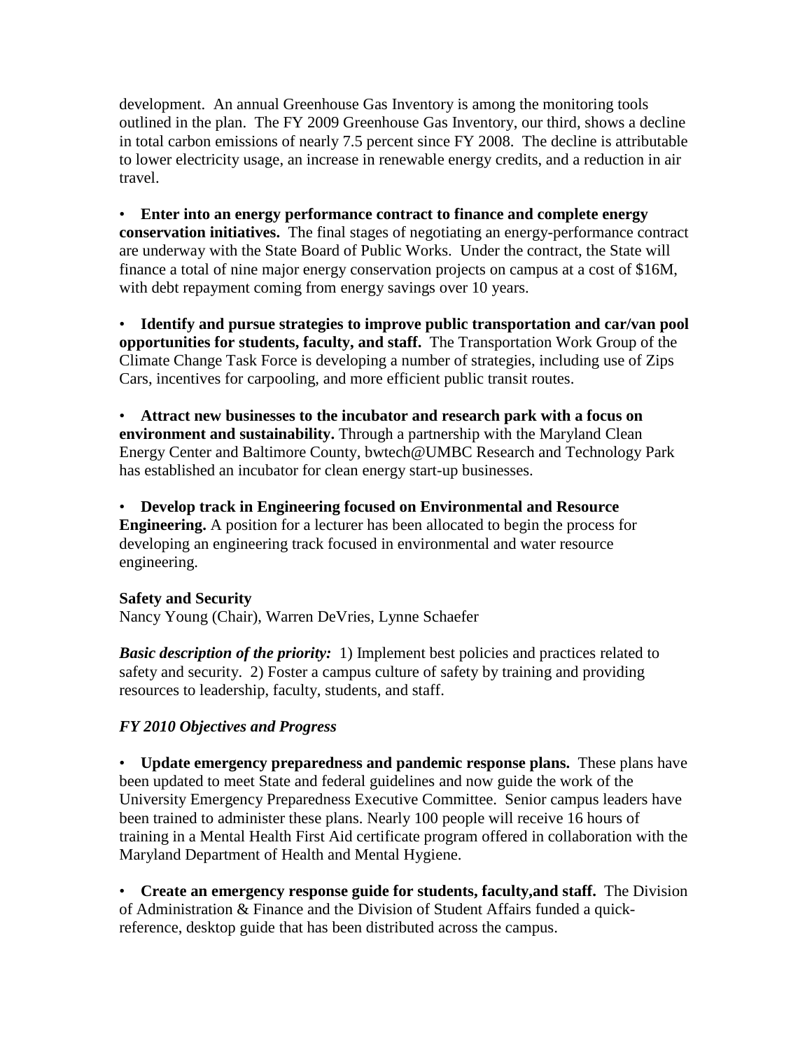development. An annual Greenhouse Gas Inventory is among the monitoring tools outlined in the plan. The FY 2009 Greenhouse Gas Inventory, our third, shows a decline in total carbon emissions of nearly 7.5 percent since FY 2008. The decline is attributable to lower electricity usage, an increase in renewable energy credits, and a reduction in air travel.

- **Enter into an energy performance contract to finance and complete energy conservation initiatives.** The final stages of negotiating an energy-performance contract are underway with the State Board of Public Works. Under the contract, the State will finance a total of nine major energy conservation projects on campus at a cost of $16M, with debt repayment coming from energy savings over 10 years.

- **Identify and pursue strategies to improve public transportation and car/van pool opportunities for students, faculty, and staff.** The Transportation Work Group of the Climate Change Task Force is developing a number of strategies, including use of Zips Cars, incentives for carpooling, and more efficient public transit routes.

- **Attract new businesses to the incubator and research park with a focus on environment and sustainability.** Through a partnership with the Maryland Clean Energy Center and Baltimore County, bwtech@UMBC Research and Technology Park has established an incubator for clean energy start-up businesses.

- **Develop track in Engineering focused on Environmental and Resource Engineering.** A position for a lecturer has been allocated to begin the process for developing an engineering track focused in environmental and water resource engineering.

**Safety and Security**
Nancy Young (Chair), Warren DeVries, Lynne Schaefer

***Basic description of the priority:*** 1) Implement best policies and practices related to safety and security. 2) Foster a campus culture of safety by training and providing resources to leadership, faculty, students, and staff.

***FY 2010 Objectives and Progress***

- **Update emergency preparedness and pandemic response plans.** These plans have been updated to meet State and federal guidelines and now guide the work of the University Emergency Preparedness Executive Committee. Senior campus leaders have been trained to administer these plans. Nearly 100 people will receive 16 hours of training in a Mental Health First Aid certificate program offered in collaboration with the Maryland Department of Health and Mental Hygiene.

- **Create an emergency response guide for students, faculty,and staff.** The Division of Administration & Finance and the Division of Student Affairs funded a quick-reference, desktop guide that has been distributed across the campus.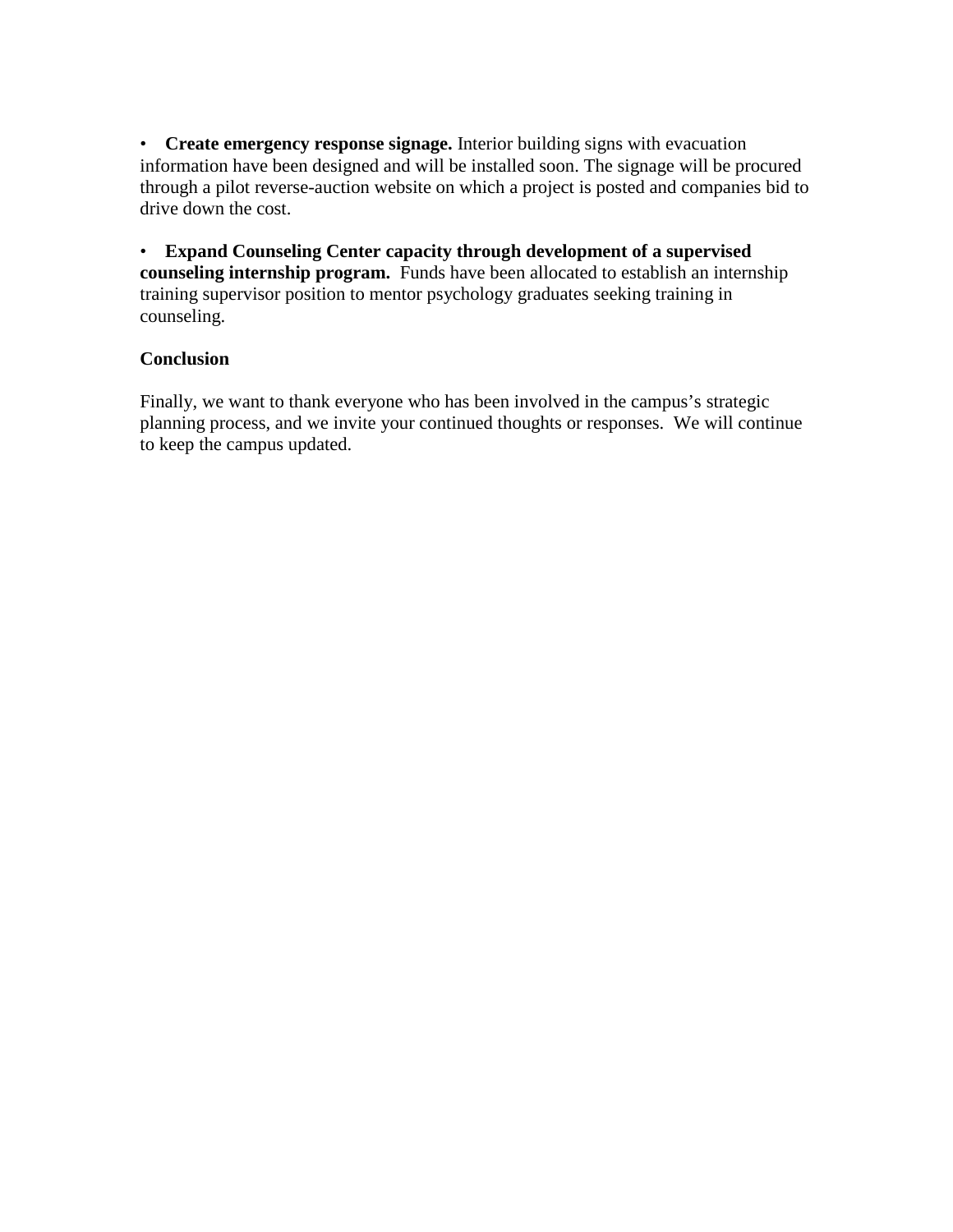- **Create emergency response signage.** Interior building signs with evacuation information have been designed and will be installed soon. The signage will be procured through a pilot reverse-auction website on which a project is posted and companies bid to drive down the cost.

- **Expand Counseling Center capacity through development of a supervised counseling internship program.** Funds have been allocated to establish an internship training supervisor position to mentor psychology graduates seeking training in counseling.

**Conclusion**

Finally, we want to thank everyone who has been involved in the campus's strategic planning process, and we invite your continued thoughts or responses. We will continue to keep the campus updated.